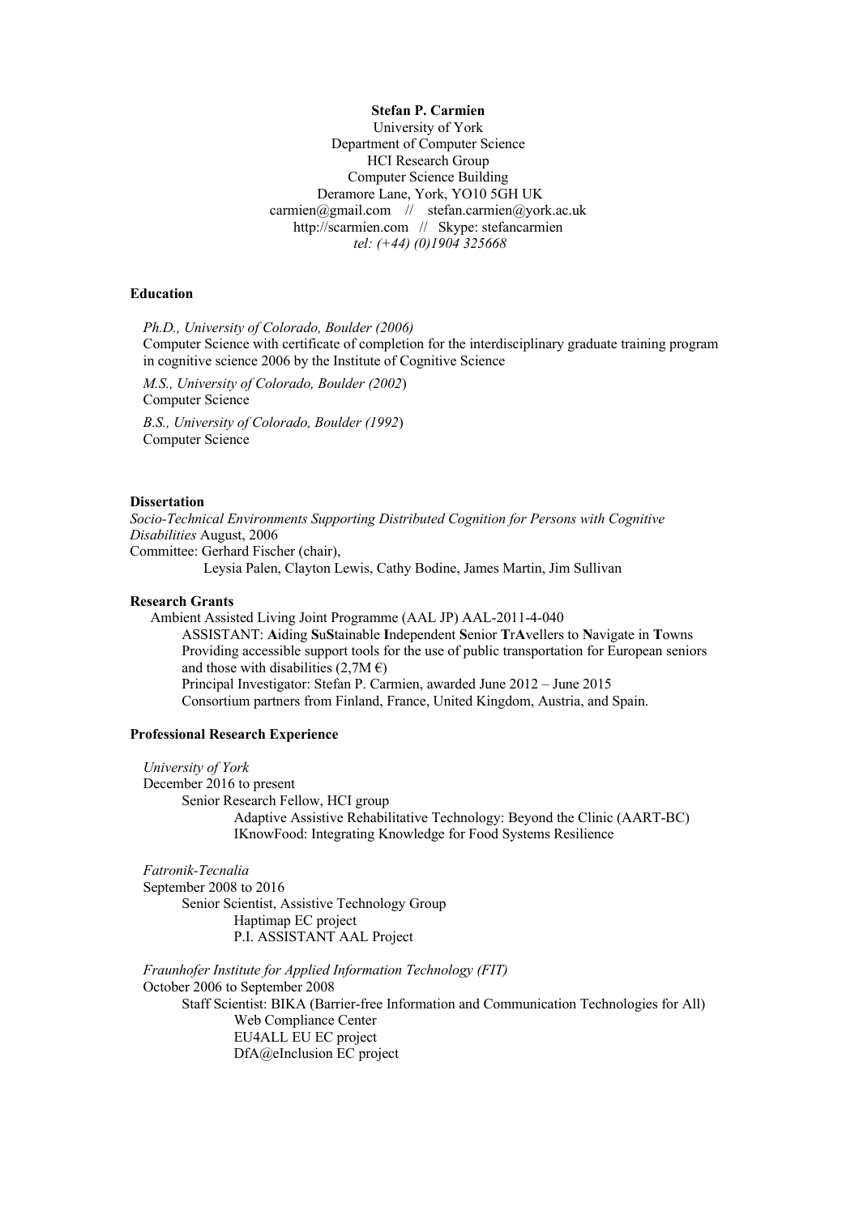**Stefan P. Carmien**
University of York
Department of Computer Science
HCI Research Group
Computer Science Building
Deramore Lane, York, YO10 5GH UK
carmien@gmail.com // stefan.carmien@york.ac.uk
http://scarmien.com // Skype: stefancarmien
*tel: (+44) (0)1904 325668*

**Education**

*Ph.D., University of Colorado, Boulder (2006)*
Computer Science with certificate of completion for the interdisciplinary graduate training program in cognitive science 2006 by the Institute of Cognitive Science

*M.S., University of Colorado, Boulder (2002)*
Computer Science

*B.S., University of Colorado, Boulder (1992)*
Computer Science

**Dissertation**

*Socio-Technical Environments Supporting Distributed Cognition for Persons with Cognitive Disabilities* August, 2006
Committee: Gerhard Fischer (chair),
Leysia Palen, Clayton Lewis, Cathy Bodine, James Martin, Jim Sullivan

**Research Grants**

Ambient Assisted Living Joint Programme (AAL JP) AAL-2011-4-040
ASSISTANT: **A**iding **S**u**S**tainable **I**ndependent **S**enior **T**r**A**vellers to **N**avigate in **T**owns
Providing accessible support tools for the use of public transportation for European seniors and those with disabilities (2,7M €)
Principal Investigator: Stefan P. Carmien, awarded June 2012 – June 2015
Consortium partners from Finland, France, United Kingdom, Austria, and Spain.

**Professional Research Experience**

*University of York*
December 2016 to present
Senior Research Fellow, HCI group
Adaptive Assistive Rehabilitative Technology: Beyond the Clinic (AART-BC)
IKnowFood: Integrating Knowledge for Food Systems Resilience

*Fatronik-Tecnalia*
September 2008 to 2016
Senior Scientist, Assistive Technology Group
Haptimap EC project
P.I. ASSISTANT AAL Project

*Fraunhofer Institute for Applied Information Technology (FIT)*
October 2006 to September 2008
Staff Scientist: BIKA (Barrier-free Information and Communication Technologies for All)
Web Compliance Center
EU4ALL EU EC project
DfA@eInclusion EC project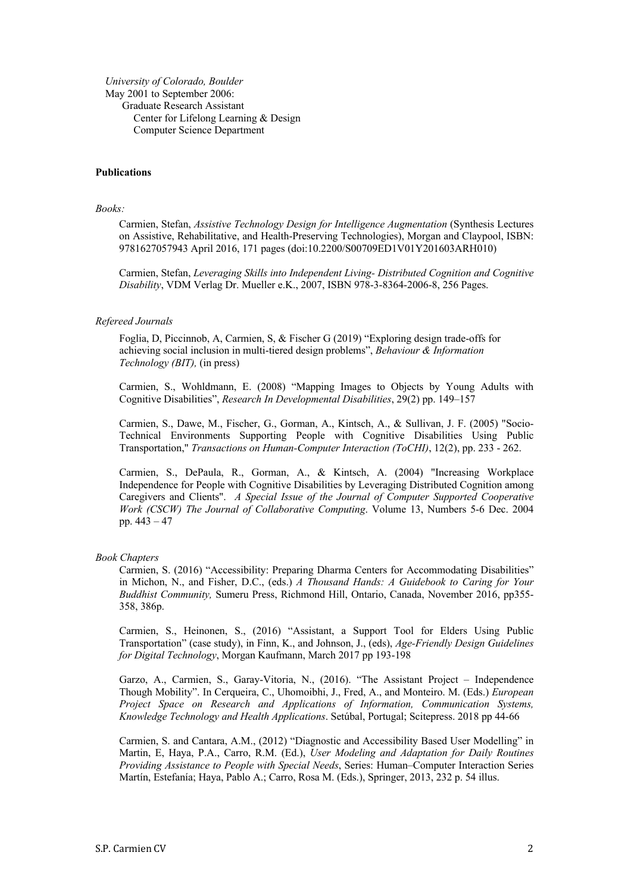*University of Colorado, Boulder*
May 2001 to September 2006:
Graduate Research Assistant
Center for Lifelong Learning & Design
Computer Science Department

**Publications**

*Books:*

Carmien, Stefan, *Assistive Technology Design for Intelligence Augmentation* (Synthesis Lectures on Assistive, Rehabilitative, and Health-Preserving Technologies), Morgan and Claypool, ISBN: 9781627057943 April 2016, 171 pages (doi:10.2200/S00709ED1V01Y201603ARH010)

Carmien, Stefan, *Leveraging Skills into Independent Living- Distributed Cognition and Cognitive Disability*, VDM Verlag Dr. Mueller e.K., 2007, ISBN 978-3-8364-2006-8, 256 Pages.

*Refereed Journals*

Foglia, D, Piccinnob, A, Carmien, S, & Fischer G (2019) "Exploring design trade-offs for achieving social inclusion in multi-tiered design problems", *Behaviour & Information Technology (BIT),* (in press)

Carmien, S., Wohldmann, E. (2008) "Mapping Images to Objects by Young Adults with Cognitive Disabilities", *Research In Developmental Disabilities*, 29(2) pp. 149–157

Carmien, S., Dawe, M., Fischer, G., Gorman, A., Kintsch, A., & Sullivan, J. F. (2005) "Socio-Technical Environments Supporting People with Cognitive Disabilities Using Public Transportation," *Transactions on Human-Computer Interaction (ToCHI)*, 12(2), pp. 233 - 262.

Carmien, S., DePaula, R., Gorman, A., & Kintsch, A. (2004) "Increasing Workplace Independence for People with Cognitive Disabilities by Leveraging Distributed Cognition among Caregivers and Clients". *A Special Issue of the Journal of Computer Supported Cooperative Work (CSCW) The Journal of Collaborative Computing*. Volume 13, Numbers 5-6 Dec. 2004 pp. 443 – 47

*Book Chapters*

Carmien, S. (2016) "Accessibility: Preparing Dharma Centers for Accommodating Disabilities" in Michon, N., and Fisher, D.C., (eds.) *A Thousand Hands: A Guidebook to Caring for Your Buddhist Community,* Sumeru Press, Richmond Hill, Ontario, Canada, November 2016, pp355-358, 386p.

Carmien, S., Heinonen, S., (2016) "Assistant, a Support Tool for Elders Using Public Transportation" (case study), in Finn, K., and Johnson, J., (eds), *Age-Friendly Design Guidelines for Digital Technology*, Morgan Kaufmann, March 2017 pp 193-198

Garzo, A., Carmien, S., Garay-Vitoria, N., (2016). "The Assistant Project – Independence Though Mobility". In Cerqueira, C., Uhomoibhi, J., Fred, A., and Monteiro. M. (Eds.) *European Project Space on Research and Applications of Information, Communication Systems, Knowledge Technology and Health Applications*. Setúbal, Portugal; Scitepress. 2018 pp 44-66

Carmien, S. and Cantara, A.M., (2012) "Diagnostic and Accessibility Based User Modelling" in Martin, E, Haya, P.A., Carro, R.M. (Ed.), *User Modeling and Adaptation for Daily Routines Providing Assistance to People with Special Needs*, Series: Human–Computer Interaction Series Martín, Estefanía; Haya, Pablo A.; Carro, Rosa M. (Eds.), Springer, 2013, 232 p. 54 illus.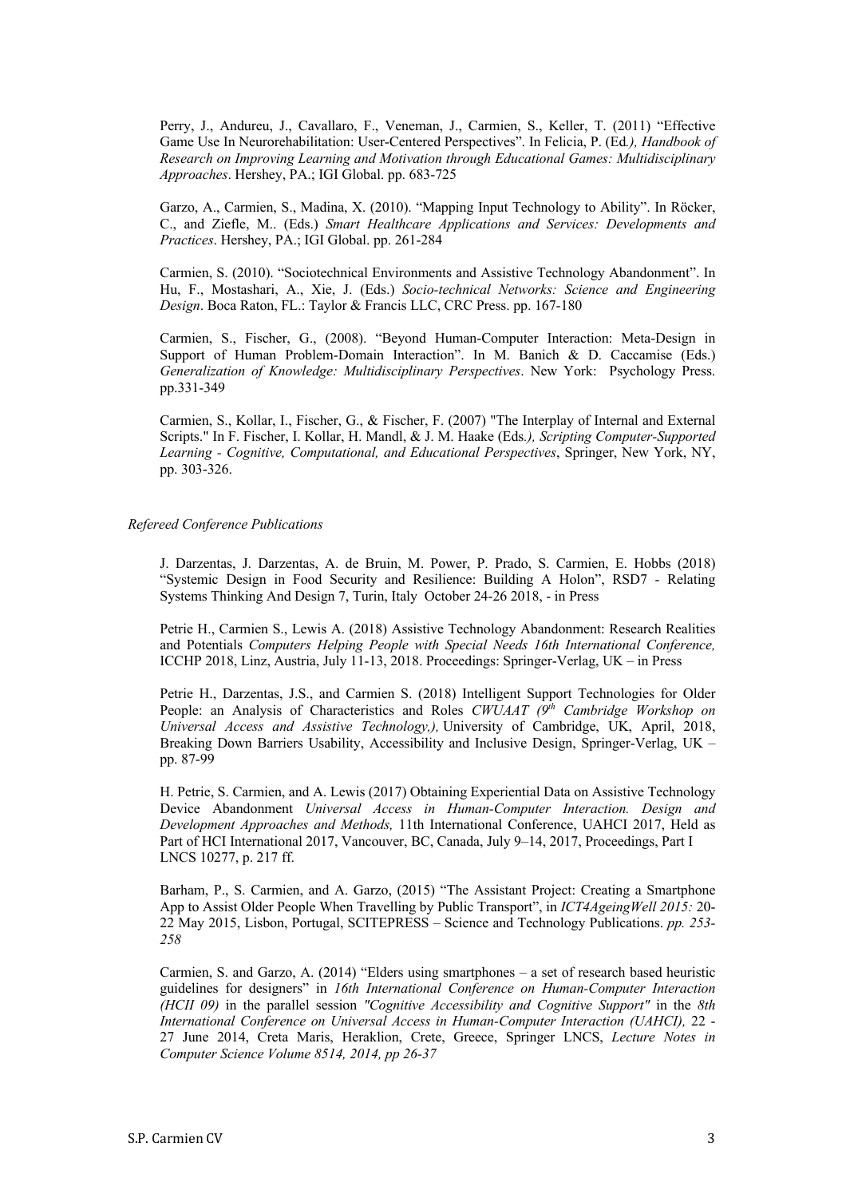Perry, J., Andureu, J., Cavallaro, F., Veneman, J., Carmien, S., Keller, T. (2011) "Effective Game Use In Neurorehabilitation: User-Centered Perspectives". In Felicia, P. (Ed*.), Handbook of Research on Improving Learning and Motivation through Educational Games: Multidisciplinary Approaches*. Hershey, PA.; IGI Global. pp. 683-725

Garzo, A., Carmien, S., Madina, X. (2010). "Mapping Input Technology to Ability". In Röcker, C., and Ziefle, M.. (Eds.) *Smart Healthcare Applications and Services: Developments and Practices*. Hershey, PA.; IGI Global. pp. 261-284

Carmien, S. (2010). "Sociotechnical Environments and Assistive Technology Abandonment". In Hu, F., Mostashari, A., Xie, J. (Eds.) *Socio-technical Networks: Science and Engineering Design*. Boca Raton, FL.: Taylor & Francis LLC, CRC Press. pp. 167-180

Carmien, S., Fischer, G., (2008). "Beyond Human-Computer Interaction: Meta-Design in Support of Human Problem-Domain Interaction". In M. Banich & D. Caccamise (Eds.) *Generalization of Knowledge: Multidisciplinary Perspectives*. New York: Psychology Press. pp.331-349

Carmien, S., Kollar, I., Fischer, G., & Fischer, F. (2007) "The Interplay of Internal and External Scripts." In F. Fischer, I. Kollar, H. Mandl, & J. M. Haake (Eds*.), Scripting Computer-Supported Learning - Cognitive, Computational, and Educational Perspectives*, Springer, New York, NY, pp. 303-326.

*Refereed Conference Publications*

J. Darzentas, J. Darzentas, A. de Bruin, M. Power, P. Prado, S. Carmien, E. Hobbs (2018) "Systemic Design in Food Security and Resilience: Building A Holon", RSD7 - Relating Systems Thinking And Design 7, Turin, Italy October 24-26 2018, - in Press

Petrie H., Carmien S., Lewis A. (2018) Assistive Technology Abandonment: Research Realities and Potentials *Computers Helping People with Special Needs 16th International Conference,* ICCHP 2018, Linz, Austria, July 11-13, 2018. Proceedings: Springer-Verlag, UK – in Press

Petrie H., Darzentas, J.S., and Carmien S. (2018) Intelligent Support Technologies for Older People: an Analysis of Characteristics and Roles *CWUAAT (9th Cambridge Workshop on Universal Access and Assistive Technology,),* University of Cambridge, UK, April, 2018, Breaking Down Barriers Usability, Accessibility and Inclusive Design, Springer-Verlag, UK – pp. 87-99

H. Petrie, S. Carmien, and A. Lewis (2017) Obtaining Experiential Data on Assistive Technology Device Abandonment *Universal Access in Human-Computer Interaction. Design and Development Approaches and Methods,* 11th International Conference, UAHCI 2017, Held as Part of HCI International 2017, Vancouver, BC, Canada, July 9–14, 2017, Proceedings, Part I LNCS 10277, p. 217 ff.

Barham, P., S. Carmien, and A. Garzo, (2015) "The Assistant Project: Creating a Smartphone App to Assist Older People When Travelling by Public Transport", in *ICT4AgeingWell 2015:* 20-22 May 2015, Lisbon, Portugal, SCITEPRESS – Science and Technology Publications. *pp. 253-258*

Carmien, S. and Garzo, A. (2014) "Elders using smartphones – a set of research based heuristic guidelines for designers" in *16th International Conference on Human-Computer Interaction (HCII 09)* in the parallel session *"Cognitive Accessibility and Cognitive Support"* in the *8th International Conference on Universal Access in Human-Computer Interaction (UAHCI),* 22 - 27 June 2014, Creta Maris, Heraklion, Crete, Greece, Springer LNCS, *Lecture Notes in Computer Science Volume 8514, 2014, pp 26-37*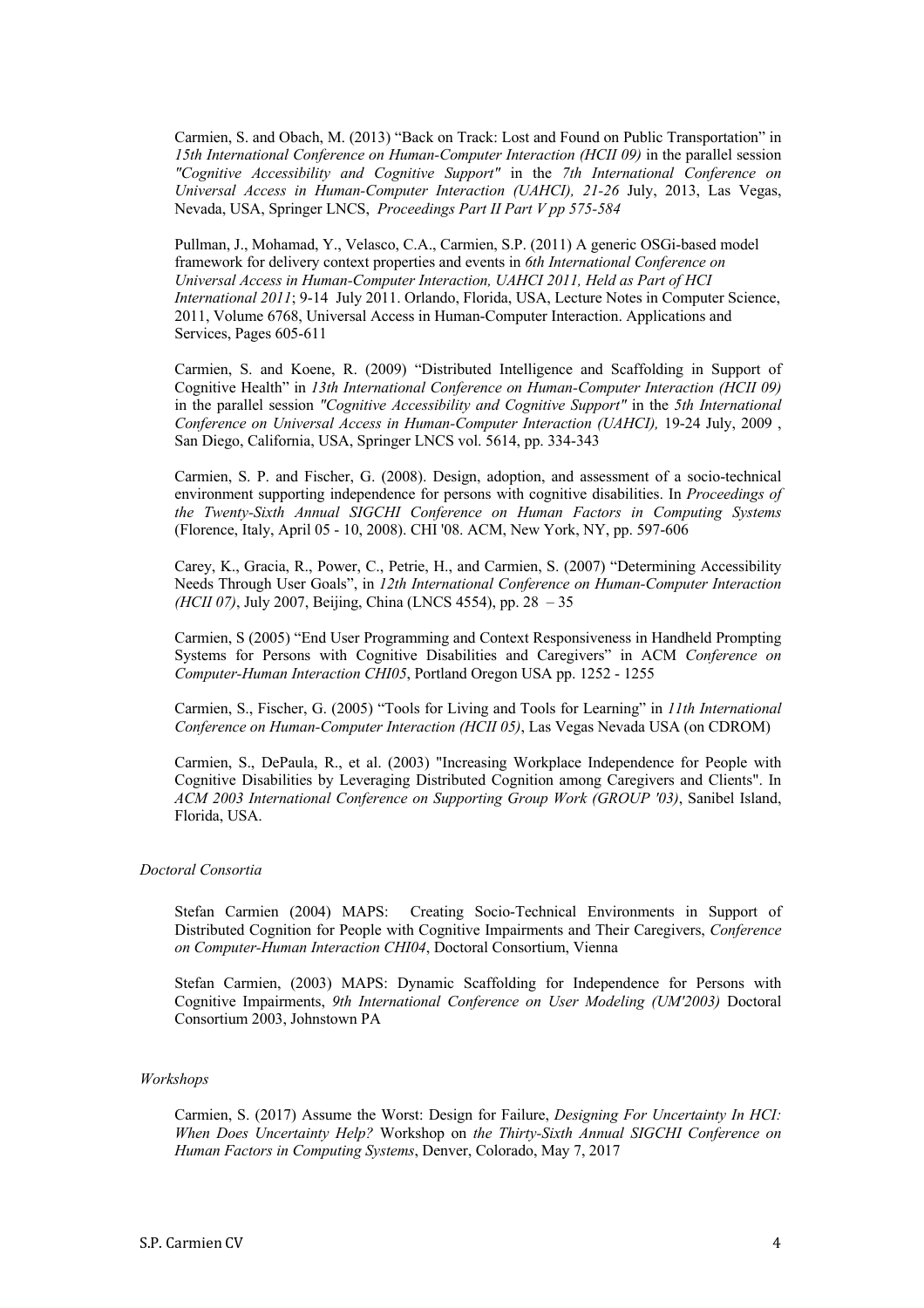Carmien, S. and Obach, M. (2013) "Back on Track: Lost and Found on Public Transportation" in *15th International Conference on Human-Computer Interaction (HCII 09)* in the parallel session *"Cognitive Accessibility and Cognitive Support"* in the *7th International Conference on Universal Access in Human-Computer Interaction (UAHCI), 21-26* July, 2013, Las Vegas, Nevada, USA, Springer LNCS, *Proceedings Part II Part V pp 575-584*

Pullman, J., Mohamad, Y., Velasco, C.A., Carmien, S.P. (2011) A generic OSGi-based model framework for delivery context properties and events in *6th International Conference on Universal Access in Human-Computer Interaction, UAHCI 2011, Held as Part of HCI International 2011*; 9-14 July 2011. Orlando, Florida, USA, Lecture Notes in Computer Science, 2011, Volume 6768, Universal Access in Human-Computer Interaction. Applications and Services, Pages 605-611

Carmien, S. and Koene, R. (2009) "Distributed Intelligence and Scaffolding in Support of Cognitive Health" in *13th International Conference on Human-Computer Interaction (HCII 09)* in the parallel session *"Cognitive Accessibility and Cognitive Support"* in the *5th International Conference on Universal Access in Human-Computer Interaction (UAHCI),* 19-24 July, 2009 , San Diego, California, USA, Springer LNCS vol. 5614, pp. 334-343

Carmien, S. P. and Fischer, G. (2008). Design, adoption, and assessment of a socio-technical environment supporting independence for persons with cognitive disabilities. In *Proceedings of the Twenty-Sixth Annual SIGCHI Conference on Human Factors in Computing Systems* (Florence, Italy, April 05 - 10, 2008). CHI '08. ACM, New York, NY, pp. 597-606

Carey, K., Gracia, R., Power, C., Petrie, H., and Carmien, S. (2007) "Determining Accessibility Needs Through User Goals", in *12th International Conference on Human-Computer Interaction (HCII 07)*, July 2007, Beijing, China (LNCS 4554), pp. 28 – 35

Carmien, S (2005) "End User Programming and Context Responsiveness in Handheld Prompting Systems for Persons with Cognitive Disabilities and Caregivers" in ACM *Conference on Computer-Human Interaction CHI05*, Portland Oregon USA pp. 1252 - 1255

Carmien, S., Fischer, G. (2005) "Tools for Living and Tools for Learning" in *11th International Conference on Human-Computer Interaction (HCII 05)*, Las Vegas Nevada USA (on CDROM)

Carmien, S., DePaula, R., et al. (2003) "Increasing Workplace Independence for People with Cognitive Disabilities by Leveraging Distributed Cognition among Caregivers and Clients". In *ACM 2003 International Conference on Supporting Group Work (GROUP '03)*, Sanibel Island, Florida, USA.

*Doctoral Consortia*

Stefan Carmien (2004) MAPS: Creating Socio-Technical Environments in Support of Distributed Cognition for People with Cognitive Impairments and Their Caregivers, *Conference on Computer-Human Interaction CHI04*, Doctoral Consortium, Vienna

Stefan Carmien, (2003) MAPS: Dynamic Scaffolding for Independence for Persons with Cognitive Impairments, *9th International Conference on User Modeling (UM'2003)* Doctoral Consortium 2003, Johnstown PA

*Workshops*

Carmien, S. (2017) Assume the Worst: Design for Failure, *Designing For Uncertainty In HCI: When Does Uncertainty Help?* Workshop on *the Thirty-Sixth Annual SIGCHI Conference on Human Factors in Computing Systems*, Denver, Colorado, May 7, 2017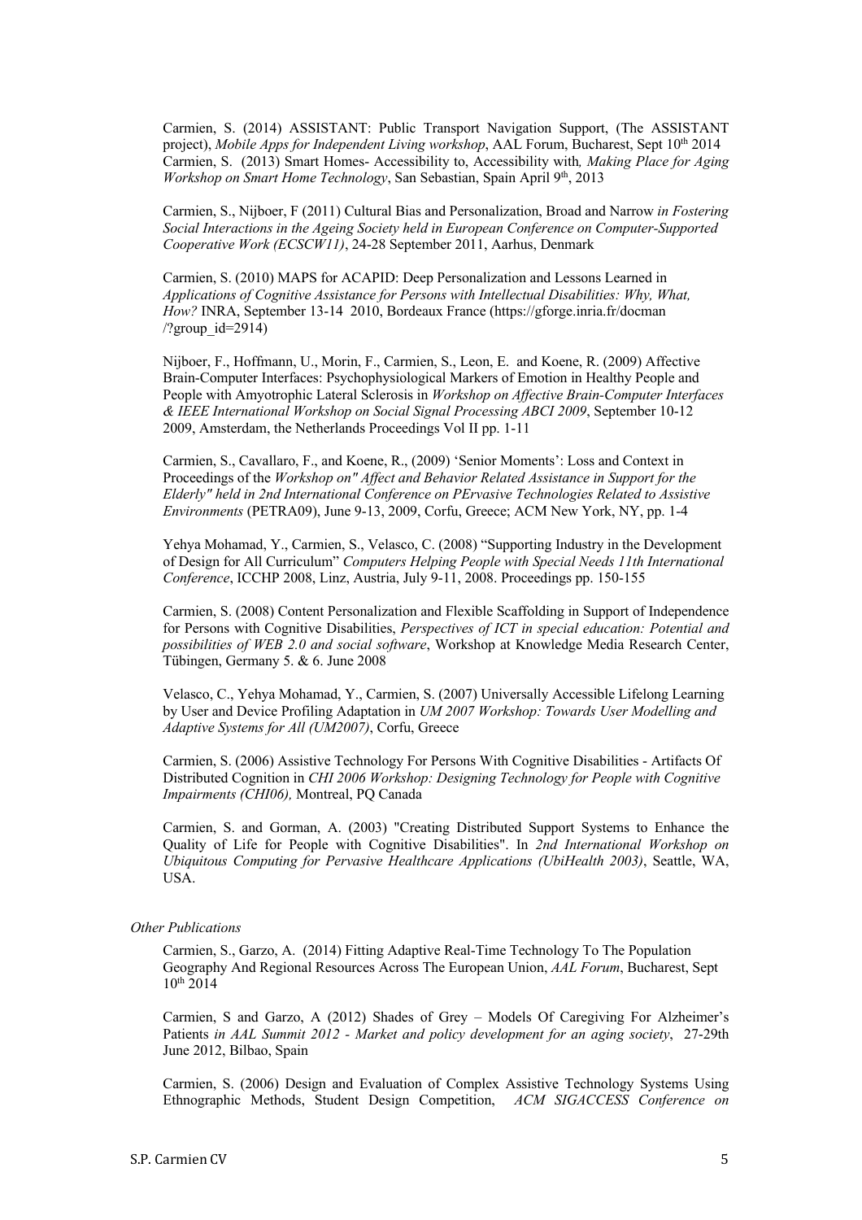Carmien, S. (2014) ASSISTANT: Public Transport Navigation Support, (The ASSISTANT project), *Mobile Apps for Independent Living workshop*, AAL Forum, Bucharest, Sept 10th 2014
Carmien, S. (2013) Smart Homes- Accessibility to, Accessibility with*, Making Place for Aging Workshop on Smart Home Technology*, San Sebastian, Spain April 9th, 2013

Carmien, S., Nijboer, F (2011) Cultural Bias and Personalization, Broad and Narrow *in Fostering Social Interactions in the Ageing Society held in European Conference on Computer-Supported Cooperative Work (ECSCW11)*, 24-28 September 2011, Aarhus, Denmark

Carmien, S. (2010) MAPS for ACAPID: Deep Personalization and Lessons Learned in *Applications of Cognitive Assistance for Persons with Intellectual Disabilities: Why, What, How?* INRA, September 13-14 2010, Bordeaux France (https://gforge.inria.fr/docman /?group_id=2914)

Nijboer, F., Hoffmann, U., Morin, F., Carmien, S., Leon, E. and Koene, R. (2009) Affective Brain-Computer Interfaces: Psychophysiological Markers of Emotion in Healthy People and People with Amyotrophic Lateral Sclerosis in *Workshop on Affective Brain-Computer Interfaces & IEEE International Workshop on Social Signal Processing ABCI 2009*, September 10-12 2009, Amsterdam, the Netherlands Proceedings Vol II pp. 1-11

Carmien, S., Cavallaro, F., and Koene, R., (2009) 'Senior Moments': Loss and Context in Proceedings of the *Workshop on" Affect and Behavior Related Assistance in Support for the Elderly" held in 2nd International Conference on PErvasive Technologies Related to Assistive Environments* (PETRA09), June 9-13, 2009, Corfu, Greece; ACM New York, NY, pp. 1-4

Yehya Mohamad, Y., Carmien, S., Velasco, C. (2008) "Supporting Industry in the Development of Design for All Curriculum" *Computers Helping People with Special Needs 11th International Conference*, ICCHP 2008, Linz, Austria, July 9-11, 2008. Proceedings pp. 150-155

Carmien, S. (2008) Content Personalization and Flexible Scaffolding in Support of Independence for Persons with Cognitive Disabilities, *Perspectives of ICT in special education: Potential and possibilities of WEB 2.0 and social software*, Workshop at Knowledge Media Research Center, Tübingen, Germany 5. & 6. June 2008

Velasco, C., Yehya Mohamad, Y., Carmien, S. (2007) Universally Accessible Lifelong Learning by User and Device Profiling Adaptation in *UM 2007 Workshop: Towards User Modelling and Adaptive Systems for All (UM2007)*, Corfu, Greece

Carmien, S. (2006) Assistive Technology For Persons With Cognitive Disabilities - Artifacts Of Distributed Cognition in *CHI 2006 Workshop: Designing Technology for People with Cognitive Impairments (CHI06),* Montreal, PQ Canada

Carmien, S. and Gorman, A. (2003) "Creating Distributed Support Systems to Enhance the Quality of Life for People with Cognitive Disabilities". In *2nd International Workshop on Ubiquitous Computing for Pervasive Healthcare Applications (UbiHealth 2003)*, Seattle, WA, USA.

*Other Publications*

Carmien, S., Garzo, A. (2014) Fitting Adaptive Real-Time Technology To The Population Geography And Regional Resources Across The European Union, *AAL Forum*, Bucharest, Sept 10th 2014

Carmien, S and Garzo, A (2012) Shades of Grey – Models Of Caregiving For Alzheimer's Patients *in AAL Summit 2012 - Market and policy development for an aging society*, 27-29th June 2012, Bilbao, Spain

Carmien, S. (2006) Design and Evaluation of Complex Assistive Technology Systems Using Ethnographic Methods, Student Design Competition, *ACM SIGACCESS Conference on*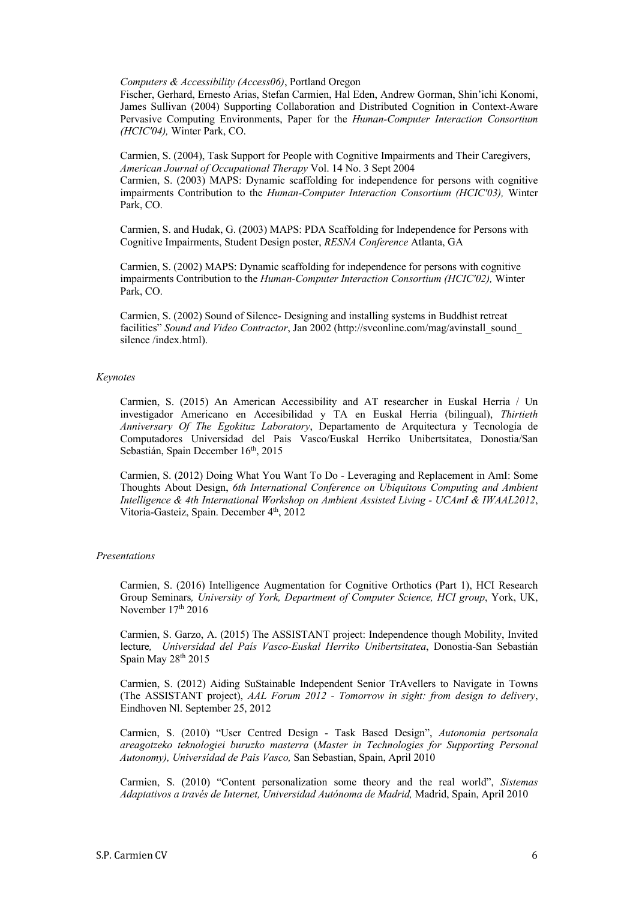*Computers & Accessibility (Access06)*, Portland Oregon

Fischer, Gerhard, Ernesto Arias, Stefan Carmien, Hal Eden, Andrew Gorman, Shin'ichi Konomi, James Sullivan (2004) Supporting Collaboration and Distributed Cognition in Context-Aware Pervasive Computing Environments, Paper for the *Human-Computer Interaction Consortium (HCIC'04),* Winter Park, CO.

Carmien, S. (2004), Task Support for People with Cognitive Impairments and Their Caregivers, *American Journal of Occupational Therapy* Vol. 14 No. 3 Sept 2004

Carmien, S. (2003) MAPS: Dynamic scaffolding for independence for persons with cognitive impairments Contribution to the *Human-Computer Interaction Consortium (HCIC'03),* Winter Park, CO.

Carmien, S. and Hudak, G. (2003) MAPS: PDA Scaffolding for Independence for Persons with Cognitive Impairments, Student Design poster, *RESNA Conference* Atlanta, GA

Carmien, S. (2002) MAPS: Dynamic scaffolding for independence for persons with cognitive impairments Contribution to the *Human-Computer Interaction Consortium (HCIC'02),* Winter Park, CO.

Carmien, S. (2002) Sound of Silence- Designing and installing systems in Buddhist retreat facilities" *Sound and Video Contractor*, Jan 2002 (http://svconline.com/mag/avinstall_sound_ silence /index.html).

*Keynotes*

Carmien, S. (2015) An American Accessibility and AT researcher in Euskal Herria / Un investigador Americano en Accesibilidad y TA en Euskal Herria (bilingual), *Thirtieth Anniversary Of The Egokituz Laboratory*, Departamento de Arquitectura y Tecnología de Computadores Universidad del Pais Vasco/Euskal Herriko Unibertsitatea, Donostia/San Sebastián, Spain December 16th, 2015

Carmien, S. (2012) Doing What You Want To Do - Leveraging and Replacement in AmI: Some Thoughts About Design, *6th International Conference on Ubiquitous Computing and Ambient Intelligence & 4th International Workshop on Ambient Assisted Living - UCAmI & IWAAL2012*, Vitoria-Gasteiz, Spain. December 4th, 2012

*Presentations*

Carmien, S. (2016) Intelligence Augmentation for Cognitive Orthotics (Part 1), HCI Research Group Seminars*, University of York, Department of Computer Science, HCI group*, York, UK, November 17th 2016

Carmien, S. Garzo, A. (2015) The ASSISTANT project: Independence though Mobility, Invited lecture*, Universidad del País Vasco-Euskal Herriko Unibertsitatea*, Donostia-San Sebastián Spain May 28th 2015

Carmien, S. (2012) Aiding SuStainable Independent Senior TrAvellers to Navigate in Towns (The ASSISTANT project), *AAL Forum 2012 - Tomorrow in sight: from design to delivery*, Eindhoven Nl. September 25, 2012

Carmien, S. (2010) "User Centred Design - Task Based Design", *Autonomia pertsonala areagotzeko teknologiei buruzko masterra* (*Master in Technologies for Supporting Personal Autonomy), Universidad de Pais Vasco,* San Sebastian, Spain, April 2010

Carmien, S. (2010) "Content personalization some theory and the real world", *Sistemas Adaptativos a través de Internet, Universidad Autónoma de Madrid,* Madrid, Spain, April 2010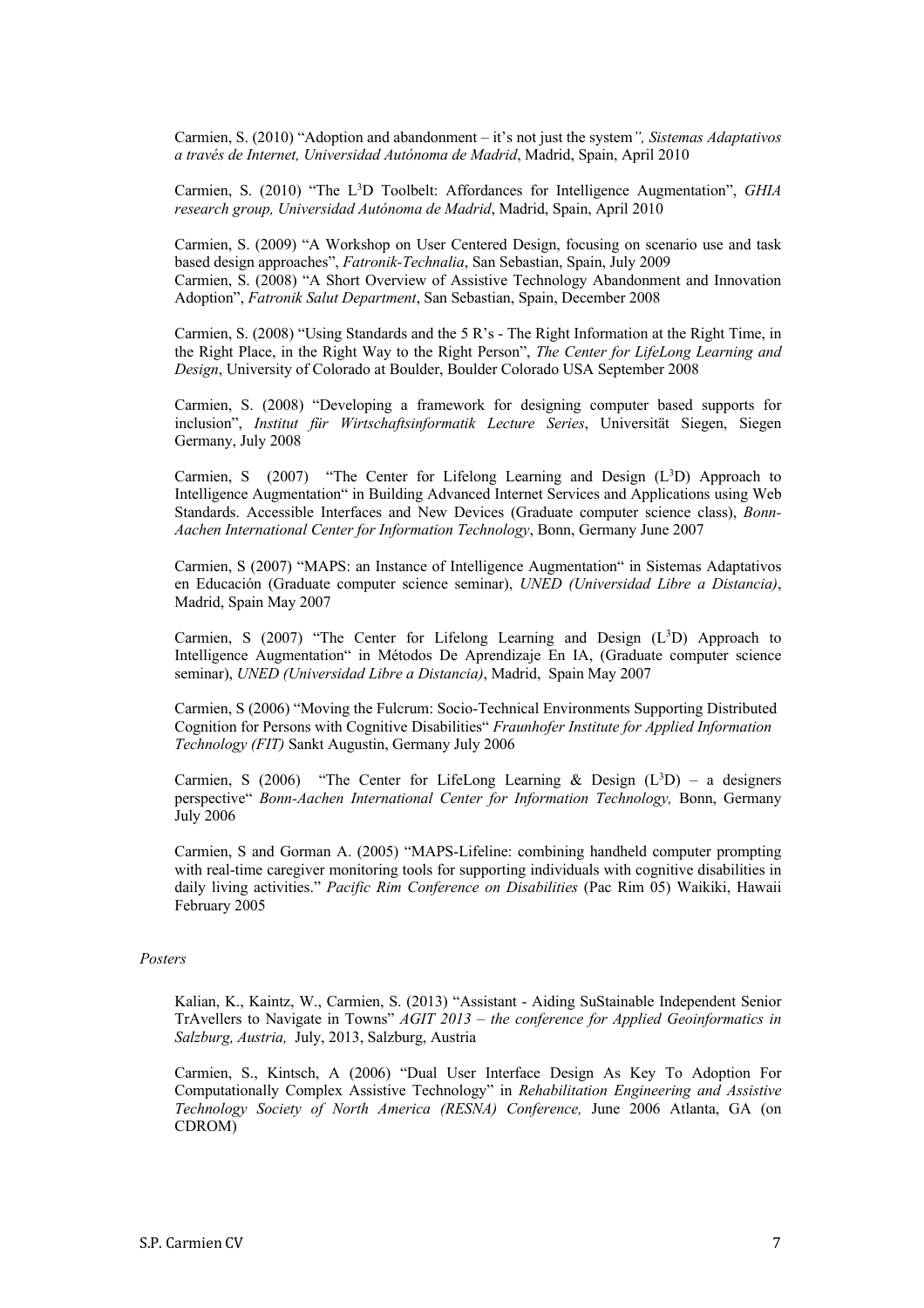Carmien, S. (2010) "Adoption and abandonment – it's not just the system*", Sistemas Adaptativos a través de Internet, Universidad Autónoma de Madrid*, Madrid, Spain, April 2010

Carmien, S. (2010) "The L$^3$D Toolbelt: Affordances for Intelligence Augmentation", *GHIA research group, Universidad Autónoma de Madrid*, Madrid, Spain, April 2010

Carmien, S. (2009) "A Workshop on User Centered Design, focusing on scenario use and task based design approaches", *Fatronik-Technalia*, San Sebastian, Spain, July 2009

Carmien, S. (2008) "A Short Overview of Assistive Technology Abandonment and Innovation Adoption", *Fatronik Salut Department*, San Sebastian, Spain, December 2008

Carmien, S. (2008) "Using Standards and the 5 R's - The Right Information at the Right Time, in the Right Place, in the Right Way to the Right Person", *The Center for LifeLong Learning and Design*, University of Colorado at Boulder, Boulder Colorado USA September 2008

Carmien, S. (2008) "Developing a framework for designing computer based supports for inclusion", *Institut für Wirtschaftsinformatik Lecture Series*, Universität Siegen, Siegen Germany, July 2008

Carmien, S (2007) "The Center for Lifelong Learning and Design (L$^3$D) Approach to Intelligence Augmentation" in Building Advanced Internet Services and Applications using Web Standards. Accessible Interfaces and New Devices (Graduate computer science class), *Bonn-Aachen International Center for Information Technology*, Bonn, Germany June 2007

Carmien, S (2007) "MAPS: an Instance of Intelligence Augmentation" in Sistemas Adaptativos en Educación (Graduate computer science seminar), *UNED (Universidad Libre a Distancia)*, Madrid, Spain May 2007

Carmien, S (2007) "The Center for Lifelong Learning and Design (L$^3$D) Approach to Intelligence Augmentation" in Métodos De Aprendizaje En IA, (Graduate computer science seminar), *UNED (Universidad Libre a Distancia)*, Madrid, Spain May 2007

Carmien, S (2006) "Moving the Fulcrum: Socio-Technical Environments Supporting Distributed Cognition for Persons with Cognitive Disabilities" *Fraunhofer Institute for Applied Information Technology (FIT)* Sankt Augustin, Germany July 2006

Carmien, S (2006) "The Center for LifeLong Learning & Design (L$^3$D) – a designers perspective" *Bonn-Aachen International Center for Information Technology,* Bonn, Germany July 2006

Carmien, S and Gorman A. (2005) "MAPS-Lifeline: combining handheld computer prompting with real-time caregiver monitoring tools for supporting individuals with cognitive disabilities in daily living activities." *Pacific Rim Conference on Disabilities* (Pac Rim 05) Waikiki, Hawaii February 2005

*Posters*

Kalian, K., Kaintz, W., Carmien, S. (2013) "Assistant - Aiding SuStainable Independent Senior TrAvellers to Navigate in Towns" *AGIT 2013 – the conference for Applied Geoinformatics in Salzburg, Austria,* July, 2013, Salzburg, Austria

Carmien, S., Kintsch, A (2006) "Dual User Interface Design As Key To Adoption For Computationally Complex Assistive Technology" in *Rehabilitation Engineering and Assistive Technology Society of North America (RESNA) Conference,* June 2006 Atlanta, GA (on CDROM)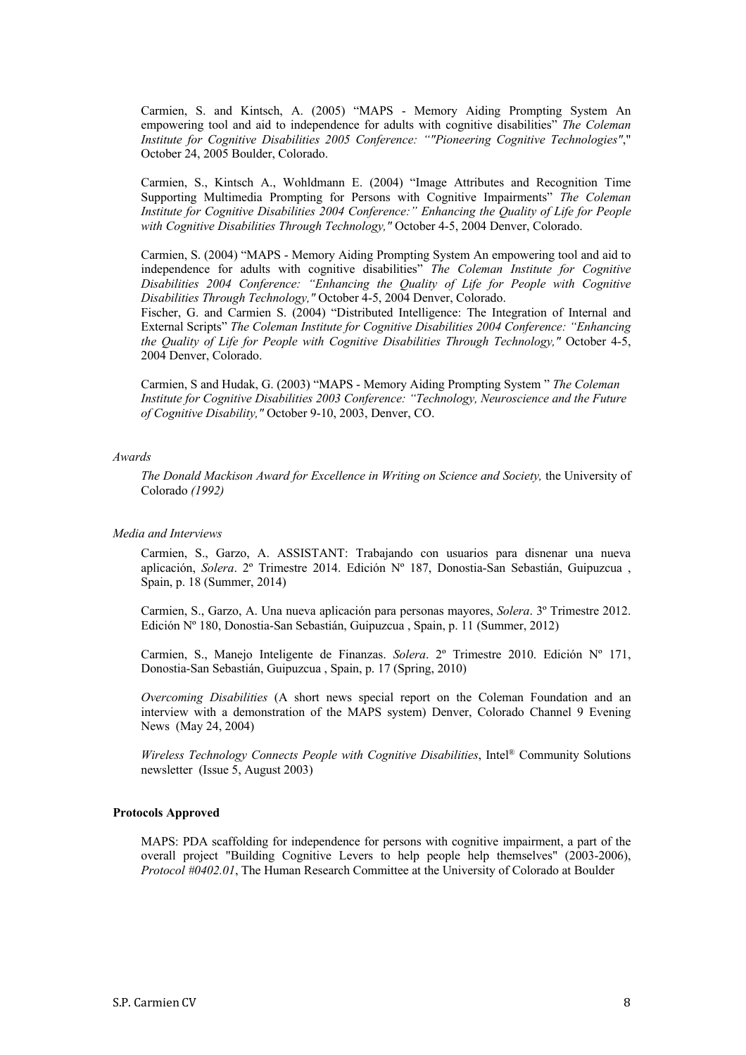Carmien, S. and Kintsch, A. (2005) "MAPS - Memory Aiding Prompting System An empowering tool and aid to independence for adults with cognitive disabilities" *The Coleman Institute for Cognitive Disabilities 2005 Conference: ""Pioneering Cognitive Technologies"*," October 24, 2005 Boulder, Colorado.

Carmien, S., Kintsch A., Wohldmann E. (2004) "Image Attributes and Recognition Time Supporting Multimedia Prompting for Persons with Cognitive Impairments" *The Coleman Institute for Cognitive Disabilities 2004 Conference:" Enhancing the Quality of Life for People with Cognitive Disabilities Through Technology,"* October 4-5, 2004 Denver, Colorado.

Carmien, S. (2004) "MAPS - Memory Aiding Prompting System An empowering tool and aid to independence for adults with cognitive disabilities" *The Coleman Institute for Cognitive Disabilities 2004 Conference: "Enhancing the Quality of Life for People with Cognitive Disabilities Through Technology,"* October 4-5, 2004 Denver, Colorado.
Fischer, G. and Carmien S. (2004) "Distributed Intelligence: The Integration of Internal and External Scripts" *The Coleman Institute for Cognitive Disabilities 2004 Conference: "Enhancing the Quality of Life for People with Cognitive Disabilities Through Technology,"* October 4-5, 2004 Denver, Colorado.

Carmien, S and Hudak, G. (2003) "MAPS - Memory Aiding Prompting System " *The Coleman Institute for Cognitive Disabilities 2003 Conference: "Technology, Neuroscience and the Future of Cognitive Disability,"* October 9-10, 2003, Denver, CO.

*Awards*

*The Donald Mackison Award for Excellence in Writing on Science and Society,* the University of Colorado *(1992)*

*Media and Interviews*

Carmien, S., Garzo, A. ASSISTANT: Trabajando con usuarios para disnenar una nueva aplicación, *Solera*. 2º Trimestre 2014. Edición Nº 187, Donostia-San Sebastián, Guipuzcua , Spain, p. 18 (Summer, 2014)

Carmien, S., Garzo, A. Una nueva aplicación para personas mayores, *Solera*. 3º Trimestre 2012. Edición Nº 180, Donostia-San Sebastián, Guipuzcua , Spain, p. 11 (Summer, 2012)

Carmien, S., Manejo Inteligente de Finanzas. *Solera*. 2º Trimestre 2010. Edición Nº 171, Donostia-San Sebastián, Guipuzcua , Spain, p. 17 (Spring, 2010)

*Overcoming Disabilities* (A short news special report on the Coleman Foundation and an interview with a demonstration of the MAPS system) Denver, Colorado Channel 9 Evening News (May 24, 2004)

*Wireless Technology Connects People with Cognitive Disabilities*, Intel® Community Solutions newsletter (Issue 5, August 2003)

**Protocols Approved**

MAPS: PDA scaffolding for independence for persons with cognitive impairment, a part of the overall project "Building Cognitive Levers to help people help themselves" (2003-2006), *Protocol #0402.01*, The Human Research Committee at the University of Colorado at Boulder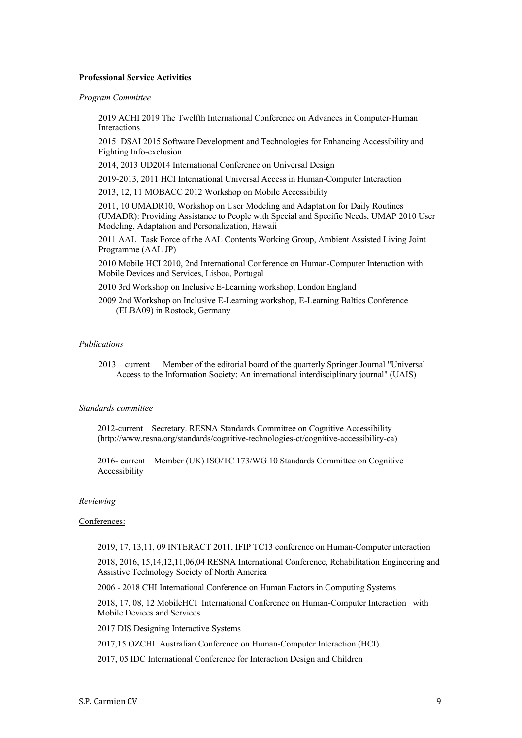**Professional Service Activities**

*Program Committee*

2019 ACHI 2019 The Twelfth International Conference on Advances in Computer-Human Interactions

2015 DSAI 2015 Software Development and Technologies for Enhancing Accessibility and Fighting Info-exclusion

2014, 2013 UD2014 International Conference on Universal Design

2019-2013, 2011 HCI International Universal Access in Human-Computer Interaction

2013, 12, 11 MOBACC 2012 Workshop on Mobile Accessibility

2011, 10 UMADR10, Workshop on User Modeling and Adaptation for Daily Routines (UMADR): Providing Assistance to People with Special and Specific Needs, UMAP 2010 User Modeling, Adaptation and Personalization, Hawaii

2011 AAL Task Force of the AAL Contents Working Group, Ambient Assisted Living Joint Programme (AAL JP)

2010 Mobile HCI 2010, 2nd International Conference on Human-Computer Interaction with Mobile Devices and Services, Lisboa, Portugal

2010 3rd Workshop on Inclusive E-Learning workshop, London England

2009 2nd Workshop on Inclusive E-Learning workshop, E-Learning Baltics Conference (ELBA09) in Rostock, Germany

*Publications*

2013 – current Member of the editorial board of the quarterly Springer Journal "Universal Access to the Information Society: An international interdisciplinary journal" (UAIS)

*Standards committee*

2012-current Secretary. RESNA Standards Committee on Cognitive Accessibility (http://www.resna.org/standards/cognitive-technologies-ct/cognitive-accessibility-ca)

2016- current Member (UK) ISO/TC 173/WG 10 Standards Committee on Cognitive Accessibility

*Reviewing*

Conferences:

2019, 17, 13,11, 09 INTERACT 2011, IFIP TC13 conference on Human-Computer interaction

2018, 2016, 15,14,12,11,06,04 RESNA International Conference, Rehabilitation Engineering and Assistive Technology Society of North America

2006 - 2018 CHI International Conference on Human Factors in Computing Systems

2018, 17, 08, 12 MobileHCI International Conference on Human-Computer Interaction with Mobile Devices and Services

2017 DIS Designing Interactive Systems

2017,15 OZCHI Australian Conference on Human-Computer Interaction (HCI).

2017, 05 IDC International Conference for Interaction Design and Children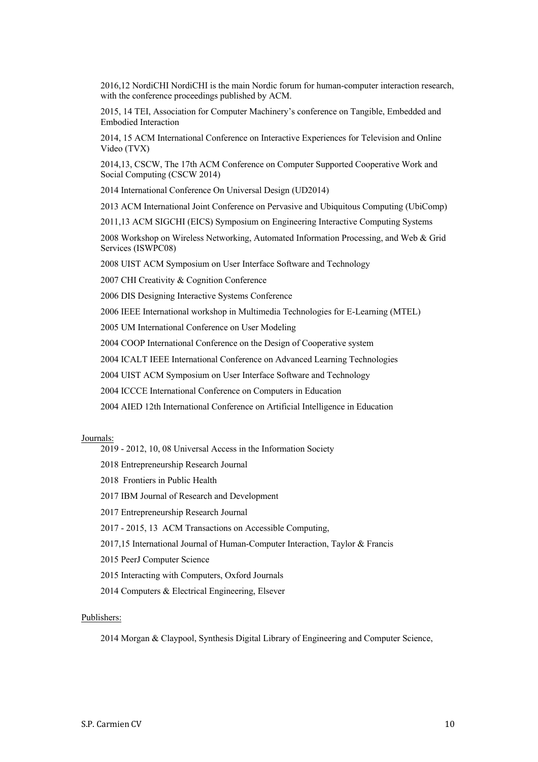2016,12 NordiCHI NordiCHI is the main Nordic forum for human-computer interaction research, with the conference proceedings published by ACM.

2015, 14 TEI, Association for Computer Machinery's conference on Tangible, Embedded and Embodied Interaction

2014, 15 ACM International Conference on Interactive Experiences for Television and Online Video (TVX)

2014,13, CSCW, The 17th ACM Conference on Computer Supported Cooperative Work and Social Computing (CSCW 2014)

2014 International Conference On Universal Design (UD2014)

2013 ACM International Joint Conference on Pervasive and Ubiquitous Computing (UbiComp)

2011,13 ACM SIGCHI (EICS) Symposium on Engineering Interactive Computing Systems

2008 Workshop on Wireless Networking, Automated Information Processing, and Web & Grid Services (ISWPC08)

2008 UIST ACM Symposium on User Interface Software and Technology

2007 CHI Creativity & Cognition Conference

2006 DIS Designing Interactive Systems Conference

2006 IEEE International workshop in Multimedia Technologies for E-Learning (MTEL)

2005 UM International Conference on User Modeling

2004 COOP International Conference on the Design of Cooperative system

2004 ICALT IEEE International Conference on Advanced Learning Technologies

2004 UIST ACM Symposium on User Interface Software and Technology

2004 ICCCE International Conference on Computers in Education

2004 AIED 12th International Conference on Artificial Intelligence in Education

Journals:

2019 - 2012, 10, 08 Universal Access in the Information Society

2018 Entrepreneurship Research Journal

2018 Frontiers in Public Health

2017 IBM Journal of Research and Development

2017 Entrepreneurship Research Journal

2017 - 2015, 13 ACM Transactions on Accessible Computing,

2017,15 International Journal of Human-Computer Interaction, Taylor & Francis

2015 PeerJ Computer Science

2015 Interacting with Computers, Oxford Journals

2014 Computers & Electrical Engineering, Elsever

Publishers:

2014 Morgan & Claypool, Synthesis Digital Library of Engineering and Computer Science,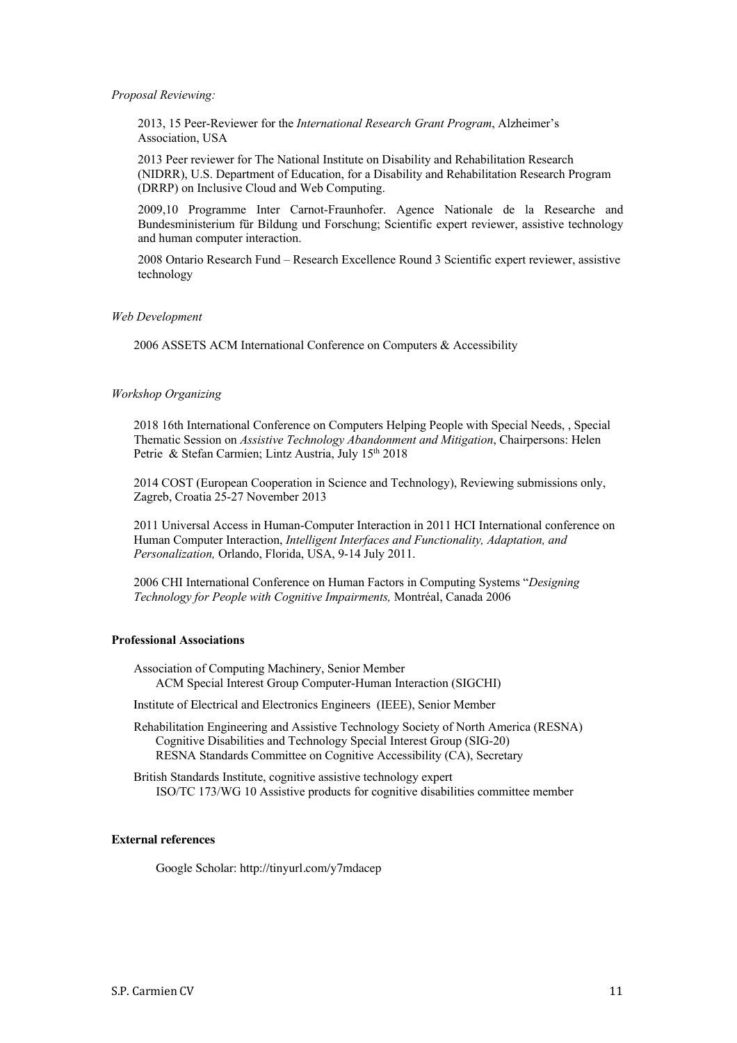*Proposal Reviewing:*

2013, 15 Peer-Reviewer for the *International Research Grant Program*, Alzheimer's Association, USA

2013 Peer reviewer for The National Institute on Disability and Rehabilitation Research (NIDRR), U.S. Department of Education, for a Disability and Rehabilitation Research Program (DRRP) on Inclusive Cloud and Web Computing.

2009,10 Programme Inter Carnot-Fraunhofer. Agence Nationale de la Researche and Bundesministerium für Bildung und Forschung; Scientific expert reviewer, assistive technology and human computer interaction.

2008 Ontario Research Fund – Research Excellence Round 3 Scientific expert reviewer, assistive technology

*Web Development*

2006 ASSETS ACM International Conference on Computers & Accessibility

*Workshop Organizing*

2018 16th International Conference on Computers Helping People with Special Needs, , Special Thematic Session on *Assistive Technology Abandonment and Mitigation*, Chairpersons: Helen Petrie & Stefan Carmien; Lintz Austria, July 15th 2018

2014 COST (European Cooperation in Science and Technology), Reviewing submissions only, Zagreb, Croatia 25-27 November 2013

2011 Universal Access in Human-Computer Interaction in 2011 HCI International conference on Human Computer Interaction, *Intelligent Interfaces and Functionality, Adaptation, and Personalization,* Orlando, Florida, USA, 9-14 July 2011.

2006 CHI International Conference on Human Factors in Computing Systems "*Designing Technology for People with Cognitive Impairments,* Montréal, Canada 2006

**Professional Associations**

Association of Computing Machinery, Senior Member
  ACM Special Interest Group Computer-Human Interaction (SIGCHI)

Institute of Electrical and Electronics Engineers (IEEE), Senior Member

Rehabilitation Engineering and Assistive Technology Society of North America (RESNA)
  Cognitive Disabilities and Technology Special Interest Group (SIG-20)
  RESNA Standards Committee on Cognitive Accessibility (CA), Secretary

British Standards Institute, cognitive assistive technology expert
  ISO/TC 173/WG 10 Assistive products for cognitive disabilities committee member

**External references**

Google Scholar: http://tinyurl.com/y7mdacep